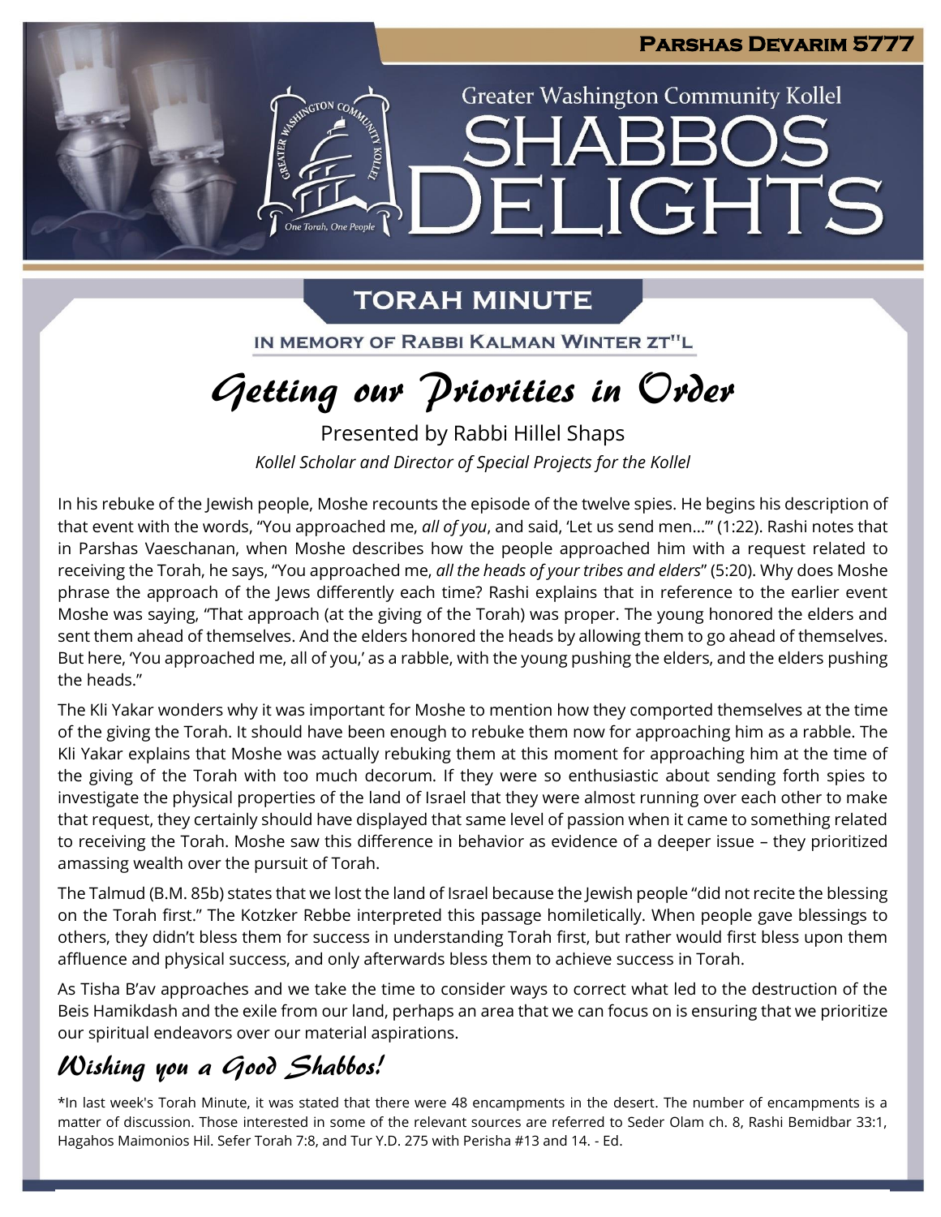**Parshas Devarim 5777**

Greater Washington Community Kollel

# Shabbos Delights

## Torah Minute

**In memory of Rabbi Kalman Winter zt"l**

# *Getting our Priorities in Order*

Presented by Rabbi Hillel Shaps

*Kollel Scholar and Director of Special Projects for the Kollel*

In his rebuke of the Jewish people, Moshe recounts the episode of the twelve spies. He begins his description of that event with the words, "You approached me, *all of you*, and said, 'Let us send men…'" (1:22). Rashi notes that in Parshas Vaeschanan, when Moshe describes how the people approached him with a request related to receiving the Torah, he says, "You approached me, *all the heads of your tribes and elders*" (5:20). Why does Moshe phrase the approach of the Jews differently each time? Rashi explains that in reference to the earlier event Moshe was saying, "That approach (at the giving of the Torah) was proper. The young honored the elders and sent them ahead of themselves. And the elders honored the heads by allowing them to go ahead of themselves. But here, 'You approached me, all of you,' as a rabble, with the young pushing the elders, and the elders pushing the heads."

The Kli Yakar wonders why it was important for Moshe to mention how they comported themselves at the time of the giving the Torah. It should have been enough to rebuke them now for approaching him as a rabble. The Kli Yakar explains that Moshe was actually rebuking them at this moment for approaching him at the time of the giving of the Torah with too much decorum. If they were so enthusiastic about sending forth spies to investigate the physical properties of the land of Israel that they were almost running over each other to make that request, they certainly should have displayed that same level of passion when it came to something related to receiving the Torah. Moshe saw this difference in behavior as evidence of a deeper issue – they prioritized amassing wealth over the pursuit of Torah.

The Talmud (B.M. 85b) states that we lost the land of Israel because the Jewish people "did not recite the blessing on the Torah first." The Kotzker Rebbe interpreted this passage homiletically. When people gave blessings to others, they didn't bless them for success in understanding Torah first, but rather would first bless upon them affluence and physical success, and only afterwards bless them to achieve success in Torah.

As Tisha B'av approaches and we take the time to consider ways to correct what led to the destruction of the Beis Hamikdash and the exile from our land, perhaps an area that we can focus on is ensuring that we prioritize our spiritual endeavors over our material aspirations.

## *Wishing you a Good Shabbos!*

*In last week's Torah Minute, it was stated that there were 48 encampments in the desert. The number of encampments is a matter of discussion. Those interested in some of the relevant sources are referred to Seder Olam ch. 8, Rashi Bemidbar 33:1, Hagahos Maimonios Hil. Sefer Torah 7:8, and Tur Y.D. 275 with Perisha #13 and 14. - Ed.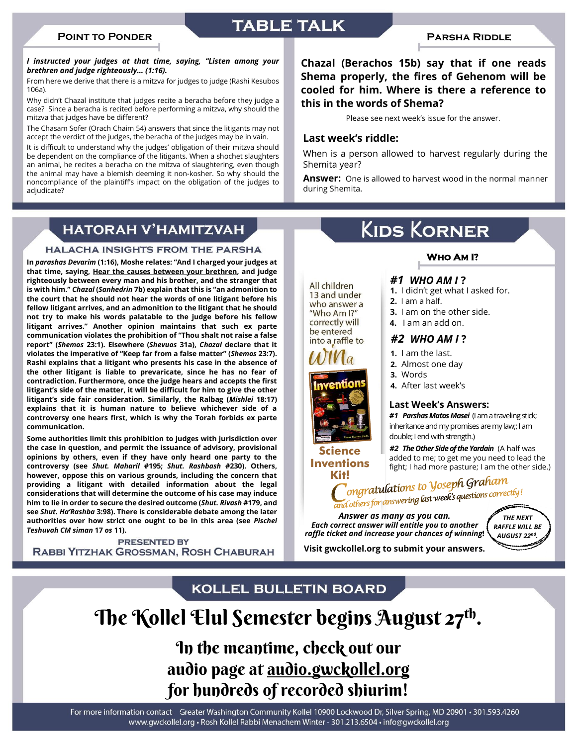# TABLE TALK

## Point to Ponder

***I instructed your judges at that time, saying, "Listen among your brethren and judge righteously... (1:16).***

From here we derive that there is a mitzva for judges to judge (Rashi Kesubos 106a).

Why didn't Chazal institute that judges recite a beracha before they judge a case? Since a beracha is recited before performing a mitzva, why should the mitzva that judges have be different?

The Chasam Sofer (Orach Chaim 54) answers that since the litigants may not accept the verdict of the judges, the beracha of the judges may be in vain.

It is difficult to understand why the judges' obligation of their mitzva should be dependent on the compliance of the litigants. When a shochet slaughters an animal, he recites a beracha on the mitzva of slaughtering, even though the animal may have a blemish deeming it non-kosher. So why should the noncompliance of the plaintiff's impact on the obligation of the judges to adjudicate?

## Parsha Riddle

**Chazal (Berachos 15b) say that if one reads Shema properly, the fires of Gehenom will be cooled for him. Where is there a reference to this in the words of Shema?**

Please see next week's issue for the answer.

### Last week's riddle:

When is a person allowed to harvest regularly during the Shemita year?

**Answer:** One is allowed to harvest wood in the normal manner during Shemita.

# HATORAH V'HAMITZVAH

## HALACHA INSIGHTS FROM THE PARSHA

**In *parashas Devarim* (1:16), Moshe relates: "And I charged your judges at that time, saying, Hear the causes between your brethren, and judge righteously between every man and his brother, and the stranger that is with him." *Chazal* (*Sanhedrin* 7b) explain that this is "an admonition to the court that he should not hear the words of one litigant before his fellow litigant arrives, and an admonition to the litigant that he should not try to make his words palatable to the judge before his fellow litigant arrives." Another opinion maintains that such ex parte communication violates the prohibition of "Thou shalt not raise a false report" (*Shemos* 23:1). Elsewhere (*Shevuos* 31a), *Chazal* declare that it violates the imperative of "Keep far from a false matter" (*Shemos* 23:7). Rashi explains that a litigant who presents his case in the absence of the other litigant is liable to prevaricate, since he has no fear of contradiction. Furthermore, once the judge hears and accepts the first litigant's side of the matter, it will be difficult for him to give the other litigant's side fair consideration. Similarly, the Ralbag (*Mishlei* 18:17) explains that it is human nature to believe whichever side of a controversy one hears first, which is why the Torah forbids ex parte communication.**

**Some authorities limit this prohibition to judges with jurisdiction over the case in question, and permit the issuance of advisory, provisional opinions by others, even if they have only heard one party to the controversy (see *Shut. Maharil* #195; *Shut. Rashbash* #230). Others, however, oppose this on various grounds, including the concern that providing a litigant with detailed information about the legal considerations that will determine the outcome of his case may induce him to lie in order to secure the desired outcome (*Shut. Rivash* #179, and see *Shut. Ha'Rashba* 3:98). There is considerable debate among the later authorities over how strict one ought to be in this area (see *Pischei Teshuvah CM siman* 17 *os* 11).**

PRESENTED BY
RABBI YITZHAK GROSSMAN, ROSH CHABURAH

# Kids Korner

## Who Am I?

All children 13 and under who answer a "Who Am I?" correctly will be entered into a raffle to win a Science Inventions Kit!

### #1 WHO AM I ?

1. I didn't get what I asked for.
2. I am a half.
3. I am on the other side.
4. I am an add on.

### #2 WHO AM I ?

1. I am the last.
2. Almost one day
3. Words
4. After last week's

### Last Week's Answers:

***#1 Parshas Matos Masei*** (I am a traveling stick; inheritance and my promises are my law;; I am double; I end with strength.)

***#2 The Other Side of the Yardain*** (A half was added to me; to get me you need to lead the fight; I had more pasture; I am the other side.)

*Congratulations to Yoseph Graham and others for answering last week's questions correctly!*

***Answer as many as you can. Each correct answer will entitle you to another raffle ticket and increase your chances of winning!***

***THE NEXT RAFFLE WILL BE AUGUST 22nd.***

**Visit gwckollel.org to submit your answers.**

# KOLLEL BULLETIN BOARD

## The Kollel Elul Semester begins August 27th.

### In the meantime, check out our audio page at audio.gwckollel.org for hundreds of recorded shiurim!

For more information contact: Greater Washington Community Kollel 10900 Lockwood Dr, Silver Spring, MD 20901 • 301.593.4260
www.gwckollel.org • Rosh Kollel Rabbi Menachem Winter - 301.213.6504 • info@gwckollel.org